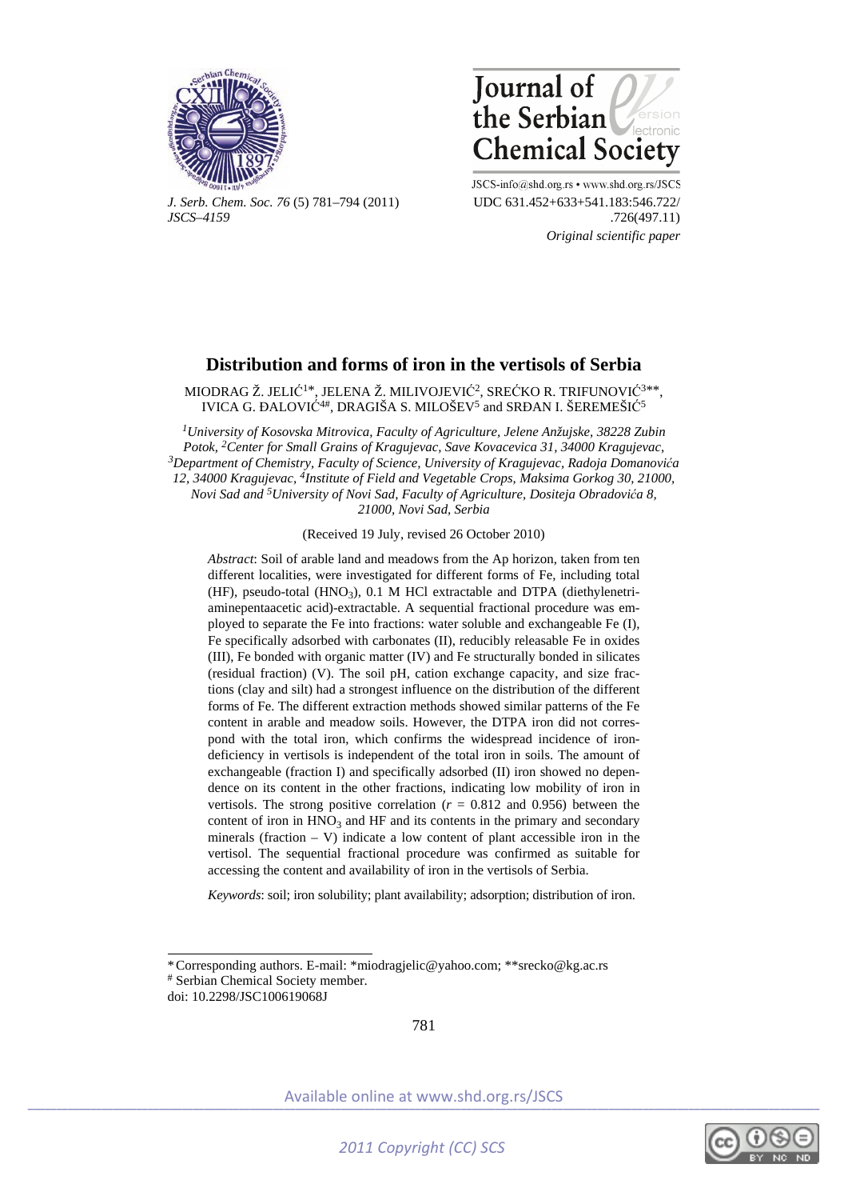# Distribution and forms of iron in the vertisols of Serbia

MIODRAG Ž. JELIĆ[1*], JELENA Ž. MILIVOJEVIĆ[2], SREĆKO R. TRIFUNOVIĆ[3**], IVICA G. ĐALOVIĆ[4#], DRAGIŠA S. MILOŠEV[5] and SRĐAN I. ŠEREMEŠIĆ[5]

[1]*University of Kosovska Mitrovica, Faculty of Agriculture, Jelene Anžujske, 38228 Zubin Potok,* [2]*Center for Small Grains of Kragujevac, Save Kovacevica 31, 34000 Kragujevac,* [3]*Department of Chemistry, Faculty of Science, University of Kragujevac, Radoja Domanovića 12, 34000 Kragujevac,* [4]*Institute of Field and Vegetable Crops, Maksima Gorkog 30, 21000, Novi Sad and* [5]*University of Novi Sad, Faculty of Agriculture, Dositeja Obradovića 8, 21000, Novi Sad, Serbia*

(Received 19 July, revised 26 October 2010)

*Abstract*: Soil of arable land and meadows from the Ap horizon, taken from ten different localities, were investigated for different forms of Fe, including total (HF), pseudo-total ($HNO_3$), 0.1 M HCl extractable and DTPA (diethylenetriaminepentaacetic acid)-extractable. A sequential fractional procedure was employed to separate the Fe into fractions: water soluble and exchangeable Fe (I), Fe specifically adsorbed with carbonates (II), reducibly releasable Fe in oxides (III), Fe bonded with organic matter (IV) and Fe structurally bonded in silicates (residual fraction) (V). The soil pH, cation exchange capacity, and size fractions (clay and silt) had a strongest influence on the distribution of the different forms of Fe. The different extraction methods showed similar patterns of the Fe content in arable and meadow soils. However, the DTPA iron did not correspond with the total iron, which confirms the widespread incidence of iron-deficiency in vertisols is independent of the total iron in soils. The amount of exchangeable (fraction I) and specifically adsorbed (II) iron showed no dependence on its content in the other fractions, indicating low mobility of iron in vertisols. The strong positive correlation ($r$ = 0.812 and 0.956) between the content of iron in $HNO_3$ and HF and its contents in the primary and secondary minerals (fraction – V) indicate a low content of plant accessible iron in the vertisol. The sequential fractional procedure was confirmed as suitable for accessing the content and availability of iron in the vertisols of Serbia.

*Keywords*: soil; iron solubility; plant availability; adsorption; distribution of iron.

---

\* Corresponding authors. E-mail: \*miodragjelic@yahoo.com; \*\*srecko@kg.ac.rs

\# Serbian Chemical Society member.

doi: 10.2298/JSC100619068J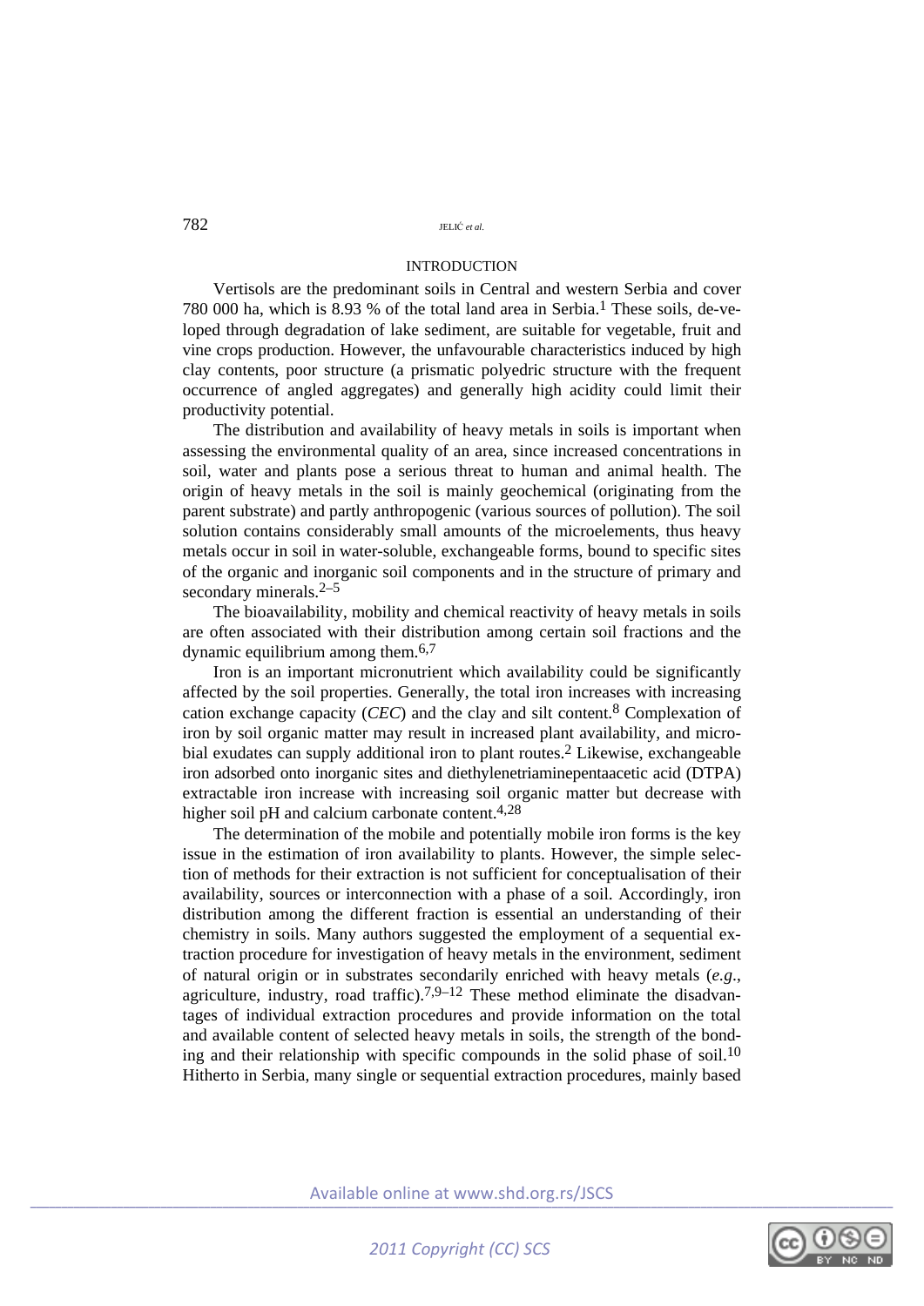## INTRODUCTION

Vertisols are the predominant soils in Central and western Serbia and cover 780 000 ha, which is 8.93 % of the total land area in Serbia.[1] These soils, developed through degradation of lake sediment, are suitable for vegetable, fruit and vine crops production. However, the unfavourable characteristics induced by high clay contents, poor structure (a prismatic polyedric structure with the frequent occurrence of angled aggregates) and generally high acidity could limit their productivity potential.

The distribution and availability of heavy metals in soils is important when assessing the environmental quality of an area, since increased concentrations in soil, water and plants pose a serious threat to human and animal health. The origin of heavy metals in the soil is mainly geochemical (originating from the parent substrate) and partly anthropogenic (various sources of pollution). The soil solution contains considerably small amounts of the microelements, thus heavy metals occur in soil in water-soluble, exchangeable forms, bound to specific sites of the organic and inorganic soil components and in the structure of primary and secondary minerals.[2–5]

The bioavailability, mobility and chemical reactivity of heavy metals in soils are often associated with their distribution among certain soil fractions and the dynamic equilibrium among them.[6,7]

Iron is an important micronutrient which availability could be significantly affected by the soil properties. Generally, the total iron increases with increasing cation exchange capacity (*CEC*) and the clay and silt content.[8] Complexation of iron by soil organic matter may result in increased plant availability, and microbial exudates can supply additional iron to plant routes.[2] Likewise, exchangeable iron adsorbed onto inorganic sites and diethylenetriaminepentaacetic acid (DTPA) extractable iron increase with increasing soil organic matter but decrease with higher soil pH and calcium carbonate content.[4,28]

The determination of the mobile and potentially mobile iron forms is the key issue in the estimation of iron availability to plants. However, the simple selection of methods for their extraction is not sufficient for conceptualisation of their availability, sources or interconnection with a phase of a soil. Accordingly, iron distribution among the different fraction is essential an understanding of their chemistry in soils. Many authors suggested the employment of a sequential extraction procedure for investigation of heavy metals in the environment, sediment of natural origin or in substrates secondarily enriched with heavy metals (*e.g.*, agriculture, industry, road traffic).[7,9–12] These method eliminate the disadvantages of individual extraction procedures and provide information on the total and available content of selected heavy metals in soils, the strength of the bonding and their relationship with specific compounds in the solid phase of soil.[10] Hitherto in Serbia, many single or sequential extraction procedures, mainly based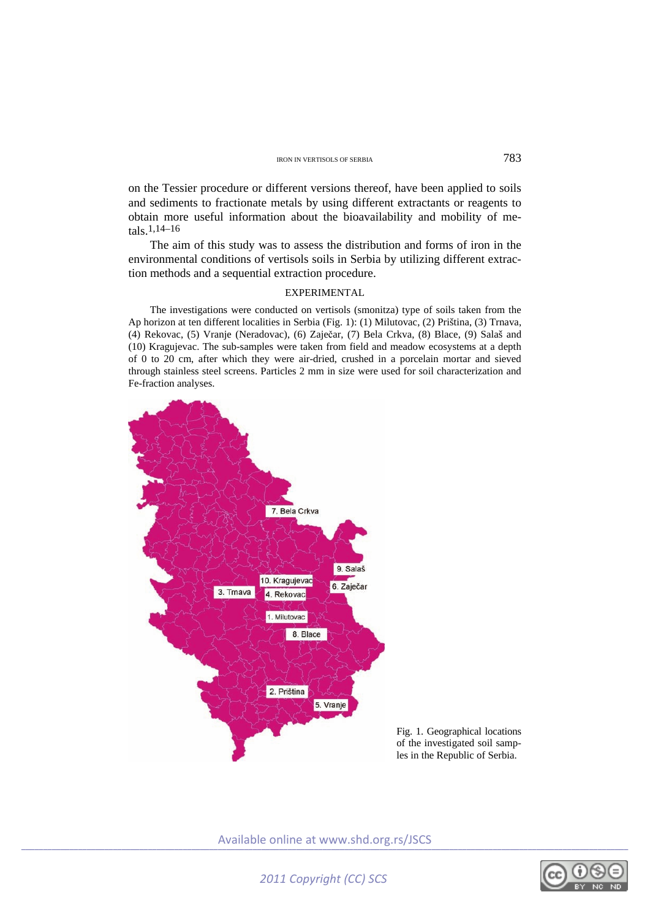on the Tessier procedure or different versions thereof, have been applied to soils and sediments to fractionate metals by using different extractants or reagents to obtain more useful information about the bioavailability and mobility of metals.[1,14–16]

The aim of this study was to assess the distribution and forms of iron in the environmental conditions of vertisols soils in Serbia by utilizing different extraction methods and a sequential extraction procedure.

## EXPERIMENTAL

The investigations were conducted on vertisols (smonitza) type of soils taken from the Ap horizon at ten different localities in Serbia (Fig. 1): (1) Milutovac, (2) Priština, (3) Trnava, (4) Rekovac, (5) Vranje (Neradovac), (6) Zaječar, (7) Bela Crkva, (8) Blace, (9) Salaš and (10) Kragujevac. The sub-samples were taken from field and meadow ecosystems at a depth of 0 to 20 cm, after which they were air-dried, crushed in a porcelain mortar and sieved through stainless steel screens. Particles 2 mm in size were used for soil characterization and Fe-fraction analyses.

Fig. 1. Geographical locations of the investigated soil samples in the Republic of Serbia.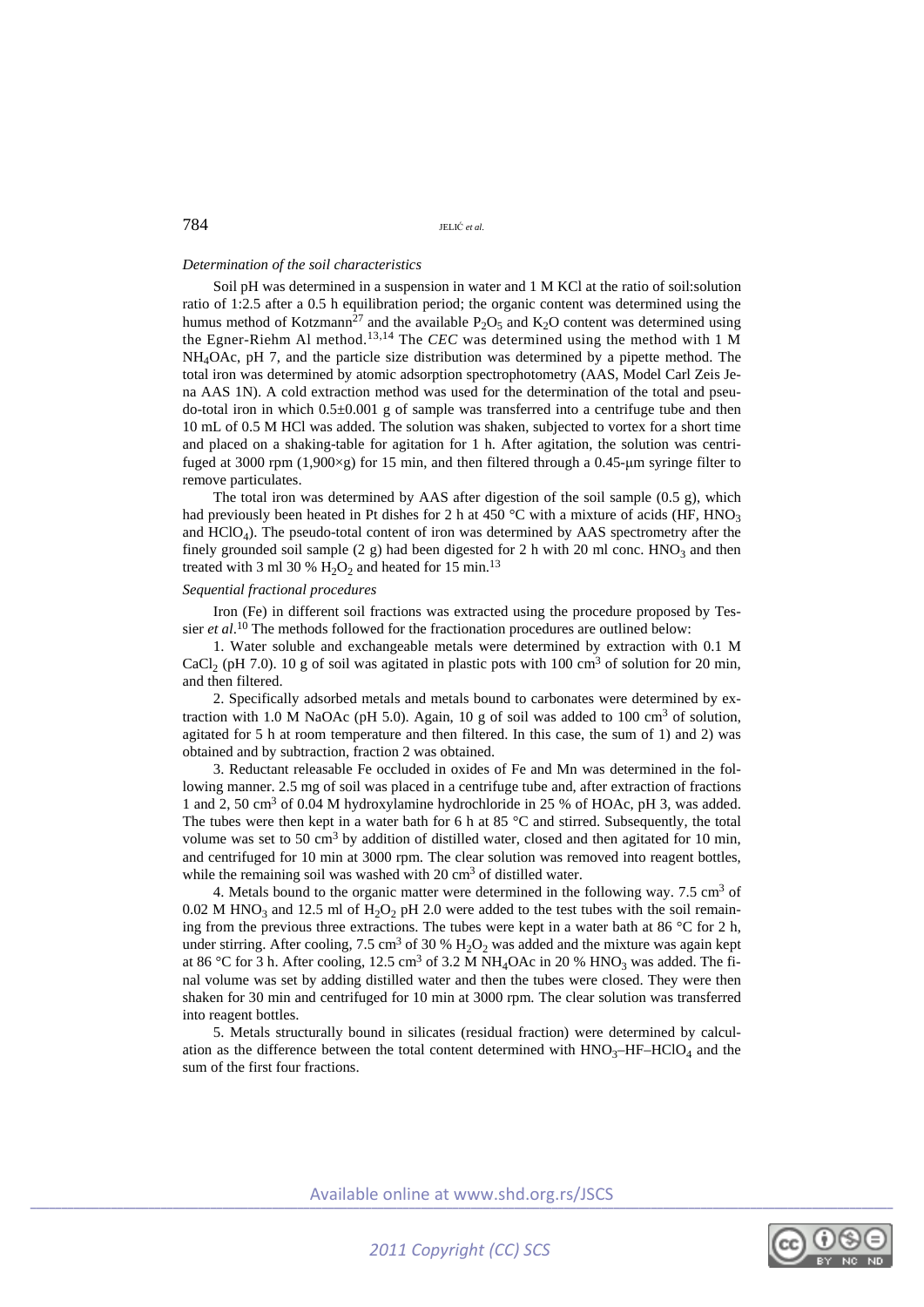*Determination of the soil characteristics*

Soil pH was determined in a suspension in water and 1 M KCl at the ratio of soil:solution ratio of 1:2.5 after a 0.5 h equilibration period; the organic content was determined using the humus method of Kotzmann[27] and the available $P_2O_5$ and $K_2O$ content was determined using the Egner-Riehm Al method.[13,14] The *CEC* was determined using the method with 1 M $NH_4OAc$, pH 7, and the particle size distribution was determined by a pipette method. The total iron was determined by atomic adsorption spectrophotometry (AAS, Model Carl Zeis Jena AAS 1N). A cold extraction method was used for the determination of the total and pseudo-total iron in which 0.5±0.001 g of sample was transferred into a centrifuge tube and then 10 mL of 0.5 M HCl was added. The solution was shaken, subjected to vortex for a short time and placed on a shaking-table for agitation for 1 h. After agitation, the solution was centrifuged at 3000 rpm (1,900×g) for 15 min, and then filtered through a 0.45-μm syringe filter to remove particulates.

The total iron was determined by AAS after digestion of the soil sample (0.5 g), which had previously been heated in Pt dishes for 2 h at 450 °C with a mixture of acids (HF, $HNO_3$ and $HClO_4$). The pseudo-total content of iron was determined by AAS spectrometry after the finely grounded soil sample (2 g) had been digested for 2 h with 20 ml conc. $HNO_3$ and then treated with 3 ml 30 % $H_2O_2$ and heated for 15 min.[13]

*Sequential fractional procedures*

Iron (Fe) in different soil fractions was extracted using the procedure proposed by Tessier *et al.*[10] The methods followed for the fractionation procedures are outlined below:

1. Water soluble and exchangeable metals were determined by extraction with 0.1 M $CaCl_2$ (pH 7.0). 10 g of soil was agitated in plastic pots with 100 $cm^3$ of solution for 20 min, and then filtered.

2. Specifically adsorbed metals and metals bound to carbonates were determined by extraction with 1.0 M NaOAc (pH 5.0). Again, 10 g of soil was added to 100 $cm^3$ of solution, agitated for 5 h at room temperature and then filtered. In this case, the sum of 1) and 2) was obtained and by subtraction, fraction 2 was obtained.

3. Reductant releasable Fe occluded in oxides of Fe and Mn was determined in the following manner. 2.5 mg of soil was placed in a centrifuge tube and, after extraction of fractions 1 and 2, 50 $cm^3$ of 0.04 M hydroxylamine hydrochloride in 25 % of HOAc, pH 3, was added. The tubes were then kept in a water bath for 6 h at 85 °C and stirred. Subsequently, the total volume was set to 50 $cm^3$ by addition of distilled water, closed and then agitated for 10 min, and centrifuged for 10 min at 3000 rpm. The clear solution was removed into reagent bottles, while the remaining soil was washed with 20 $cm^3$ of distilled water.

4. Metals bound to the organic matter were determined in the following way. 7.5 $cm^3$ of 0.02 M $HNO_3$ and 12.5 ml of $H_2O_2$ pH 2.0 were added to the test tubes with the soil remaining from the previous three extractions. The tubes were kept in a water bath at 86 °C for 2 h, under stirring. After cooling, 7.5 $cm^3$ of 30 % $H_2O_2$ was added and the mixture was again kept at 86 °C for 3 h. After cooling, 12.5 $cm^3$ of 3.2 M $NH_4OAc$ in 20 % $HNO_3$ was added. The final volume was set by adding distilled water and then the tubes were closed. They were then shaken for 30 min and centrifuged for 10 min at 3000 rpm. The clear solution was transferred into reagent bottles.

5. Metals structurally bound in silicates (residual fraction) were determined by calculation as the difference between the total content determined with $HNO_3$–HF–$HClO_4$ and the sum of the first four fractions.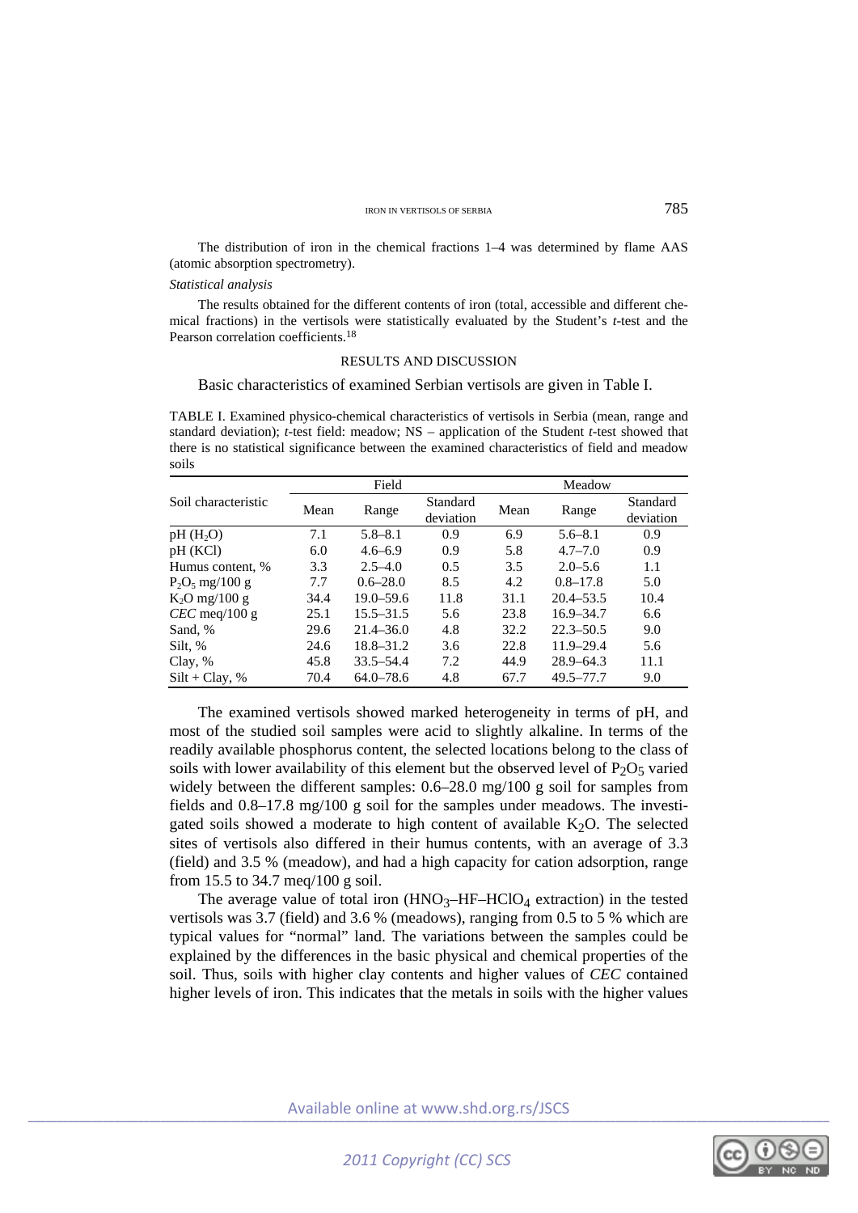The distribution of iron in the chemical fractions 1–4 was determined by flame AAS (atomic absorption spectrometry).

*Statistical analysis*

The results obtained for the different contents of iron (total, accessible and different chemical fractions) in the vertisols were statistically evaluated by the Student's *t*-test and the Pearson correlation coefficients.[18]

## RESULTS AND DISCUSSION

Basic characteristics of examined Serbian vertisols are given in Table I.

TABLE I. Examined physico-chemical characteristics of vertisols in Serbia (mean, range and standard deviation); *t*-test field: meadow; NS – application of the Student *t*-test showed that there is no statistical significance between the examined characteristics of field and meadow soils

| Soil characteristic | Field | | | Meadow | | |
|---|---|---|---|---|---|---|
| | Mean | Range | Standard deviation | Mean | Range | Standard deviation |
| pH ($H_2O$) | 7.1 | 5.8–8.1 | 0.9 | 6.9 | 5.6–8.1 | 0.9 |
| pH (KCl) | 6.0 | 4.6–6.9 | 0.9 | 5.8 | 4.7–7.0 | 0.9 |
| Humus content, % | 3.3 | 2.5–4.0 | 0.5 | 3.5 | 2.0–5.6 | 1.1 |
| $P_2O_5$ mg/100 g | 7.7 | 0.6–28.0 | 8.5 | 4.2 | 0.8–17.8 | 5.0 |
| $K_2O$ mg/100 g | 34.4 | 19.0–59.6 | 11.8 | 31.1 | 20.4–53.5 | 10.4 |
| *CEC* meq/100 g | 25.1 | 15.5–31.5 | 5.6 | 23.8 | 16.9–34.7 | 6.6 |
| Sand, % | 29.6 | 21.4–36.0 | 4.8 | 32.2 | 22.3–50.5 | 9.0 |
| Silt, % | 24.6 | 18.8–31.2 | 3.6 | 22.8 | 11.9–29.4 | 5.6 |
| Clay, % | 45.8 | 33.5–54.4 | 7.2 | 44.9 | 28.9–64.3 | 11.1 |
| Silt + Clay, % | 70.4 | 64.0–78.6 | 4.8 | 67.7 | 49.5–77.7 | 9.0 |

The examined vertisols showed marked heterogeneity in terms of pH, and most of the studied soil samples were acid to slightly alkaline. In terms of the readily available phosphorus content, the selected locations belong to the class of soils with lower availability of this element but the observed level of $P_2O_5$ varied widely between the different samples: 0.6–28.0 mg/100 g soil for samples from fields and 0.8–17.8 mg/100 g soil for the samples under meadows. The investigated soils showed a moderate to high content of available $K_2O$. The selected sites of vertisols also differed in their humus contents, with an average of 3.3 (field) and 3.5 % (meadow), and had a high capacity for cation adsorption, range from 15.5 to 34.7 meq/100 g soil.

The average value of total iron ($HNO_3$–HF–$HClO_4$ extraction) in the tested vertisols was 3.7 (field) and 3.6 % (meadows), ranging from 0.5 to 5 % which are typical values for "normal" land. The variations between the samples could be explained by the differences in the basic physical and chemical properties of the soil. Thus, soils with higher clay contents and higher values of *CEC* contained higher levels of iron. This indicates that the metals in soils with the higher values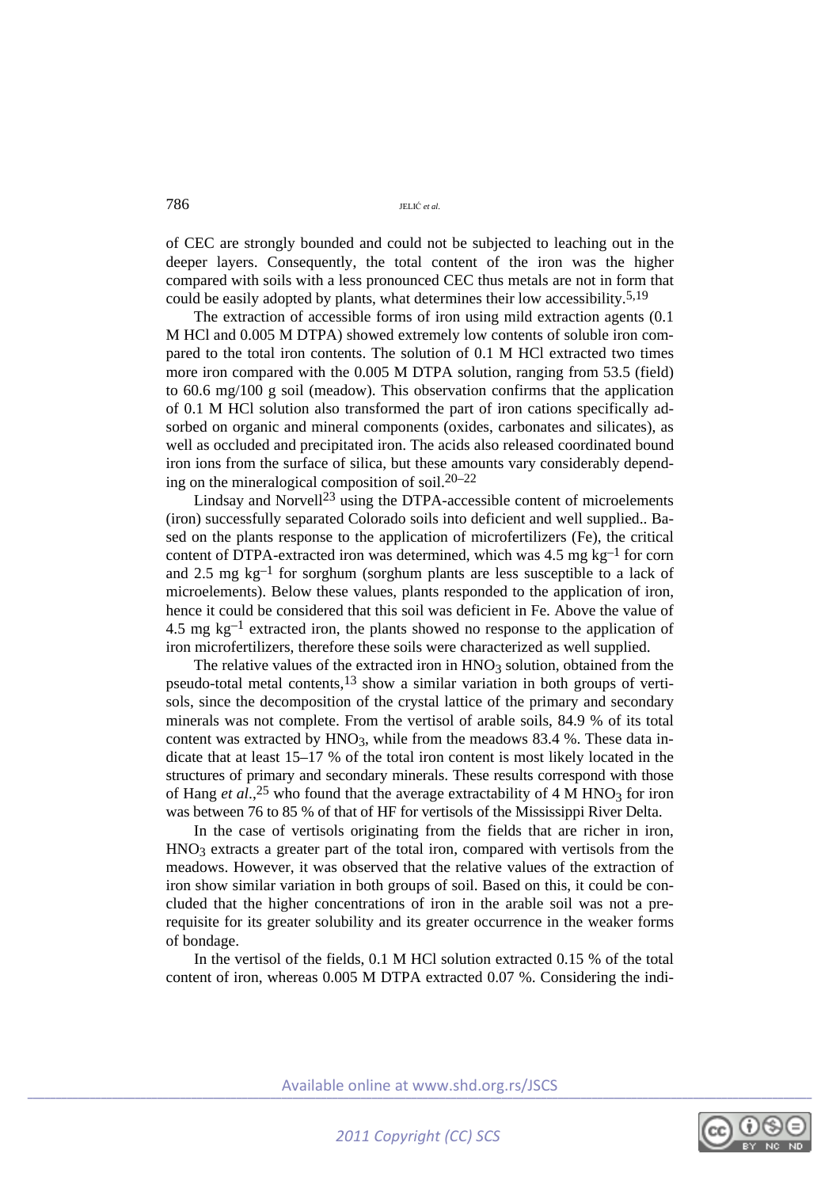of CEC are strongly bounded and could not be subjected to leaching out in the deeper layers. Consequently, the total content of the iron was the higher compared with soils with a less pronounced CEC thus metals are not in form that could be easily adopted by plants, what determines their low accessibility.[5,19]

The extraction of accessible forms of iron using mild extraction agents (0.1 M HCl and 0.005 M DTPA) showed extremely low contents of soluble iron compared to the total iron contents. The solution of 0.1 M HCl extracted two times more iron compared with the 0.005 M DTPA solution, ranging from 53.5 (field) to 60.6 mg/100 g soil (meadow). This observation confirms that the application of 0.1 M HCl solution also transformed the part of iron cations specifically adsorbed on organic and mineral components (oxides, carbonates and silicates), as well as occluded and precipitated iron. The acids also released coordinated bound iron ions from the surface of silica, but these amounts vary considerably depending on the mineralogical composition of soil.[20–22]

Lindsay and Norvell[23] using the DTPA-accessible content of microelements (iron) successfully separated Colorado soils into deficient and well supplied.. Based on the plants response to the application of microfertilizers (Fe), the critical content of DTPA-extracted iron was determined, which was 4.5 mg $kg^{-1}$ for corn and 2.5 mg $kg^{-1}$ for sorghum (sorghum plants are less susceptible to a lack of microelements). Below these values, plants responded to the application of iron, hence it could be considered that this soil was deficient in Fe. Above the value of 4.5 mg $kg^{-1}$ extracted iron, the plants showed no response to the application of iron microfertilizers, therefore these soils were characterized as well supplied.

The relative values of the extracted iron in $HNO_3$ solution, obtained from the pseudo-total metal contents,[13] show a similar variation in both groups of vertisols, since the decomposition of the crystal lattice of the primary and secondary minerals was not complete. From the vertisol of arable soils, 84.9 % of its total content was extracted by $HNO_3$, while from the meadows 83.4 %. These data indicate that at least 15–17 % of the total iron content is most likely located in the structures of primary and secondary minerals. These results correspond with those of Hang *et al.*,[25] who found that the average extractability of 4 M $HNO_3$ for iron was between 76 to 85 % of that of HF for vertisols of the Mississippi River Delta.

In the case of vertisols originating from the fields that are richer in iron, $HNO_3$ extracts a greater part of the total iron, compared with vertisols from the meadows. However, it was observed that the relative values of the extraction of iron show similar variation in both groups of soil. Based on this, it could be concluded that the higher concentrations of iron in the arable soil was not a prerequisite for its greater solubility and its greater occurrence in the weaker forms of bondage.

In the vertisol of the fields, 0.1 M HCl solution extracted 0.15 % of the total content of iron, whereas 0.005 M DTPA extracted 0.07 %. Considering the indi-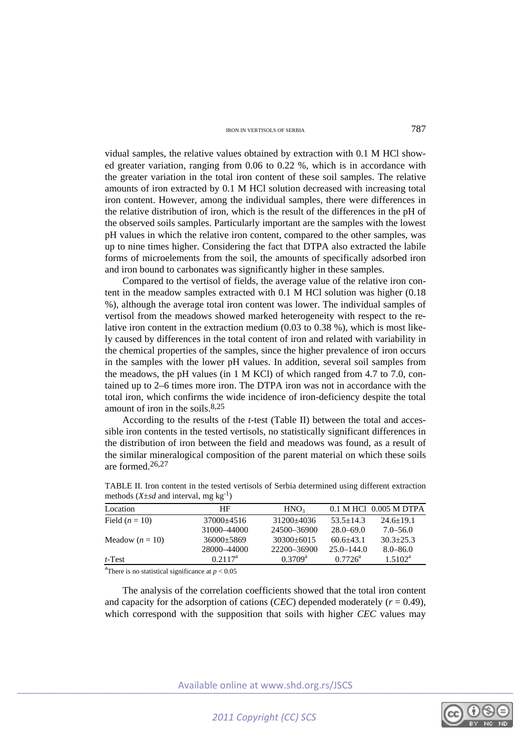vidual samples, the relative values obtained by extraction with 0.1 M HCl showed greater variation, ranging from 0.06 to 0.22 %, which is in accordance with the greater variation in the total iron content of these soil samples. The relative amounts of iron extracted by 0.1 M HCl solution decreased with increasing total iron content. However, among the individual samples, there were differences in the relative distribution of iron, which is the result of the differences in the pH of the observed soils samples. Particularly important are the samples with the lowest pH values in which the relative iron content, compared to the other samples, was up to nine times higher. Considering the fact that DTPA also extracted the labile forms of microelements from the soil, the amounts of specifically adsorbed iron and iron bound to carbonates was significantly higher in these samples.

Compared to the vertisol of fields, the average value of the relative iron content in the meadow samples extracted with 0.1 M HCl solution was higher (0.18 %), although the average total iron content was lower. The individual samples of vertisol from the meadows showed marked heterogeneity with respect to the relative iron content in the extraction medium (0.03 to 0.38 %), which is most likely caused by differences in the total content of iron and related with variability in the chemical properties of the samples, since the higher prevalence of iron occurs in the samples with the lower pH values. In addition, several soil samples from the meadows, the pH values (in 1 M KCl) of which ranged from 4.7 to 7.0, contained up to 2–6 times more iron. The DTPA iron was not in accordance with the total iron, which confirms the wide incidence of iron-deficiency despite the total amount of iron in the soils.[8,25]

According to the results of the *t*-test (Table II) between the total and accessible iron contents in the tested vertisols, no statistically significant differences in the distribution of iron between the field and meadows was found, as a result of the similar mineralogical composition of the parent material on which these soils are formed.[26,27]

TABLE II. Iron content in the tested vertisols of Serbia determined using different extraction methods ($X \pm sd$ and interval, mg kg$^{-1}$)

| Location | HF | $HNO_3$ | 0.1 M HCl | 0.005 M DTPA |
|---|---|---|---|---|
| Field ($n = 10$) | 37000±4516 | 31200±4036 | 53.5±14.3 | 24.6±19.1 |
| | 31000–44000 | 24500–36900 | 28.0–69.0 | 7.0–56.0 |
| Meadow ($n = 10$) | 36000±5869 | 30300±6015 | 60.6±43.1 | 30.3±25.3 |
| | 28000–44000 | 22200–36900 | 25.0–144.0 | 8.0–86.0 |
| *t*-Test | 0.2117[a] | 0.3709[a] | 0.7726[a] | 1.5102[a] |

[a]There is no statistical significance at $p < 0.05$

The analysis of the correlation coefficients showed that the total iron content and capacity for the adsorption of cations (*CEC*) depended moderately ($r = 0.49$), which correspond with the supposition that soils with higher *CEC* values may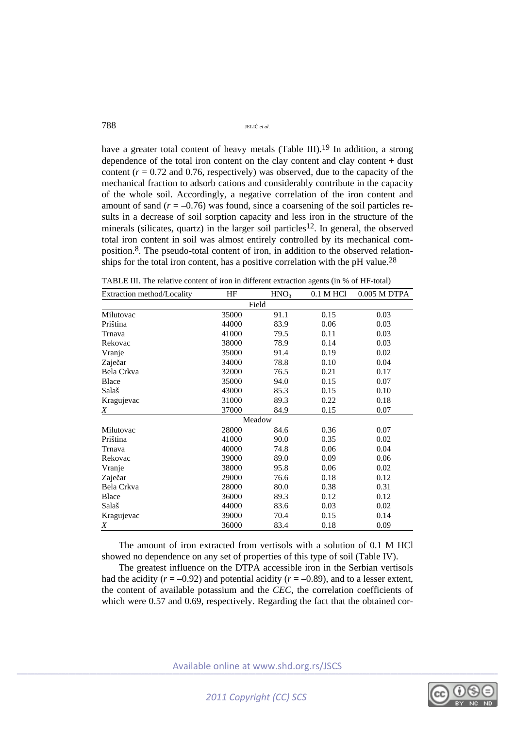have a greater total content of heavy metals (Table III).[19] In addition, a strong dependence of the total iron content on the clay content and clay content + dust content ($r$ = 0.72 and 0.76, respectively) was observed, due to the capacity of the mechanical fraction to adsorb cations and considerably contribute in the capacity of the whole soil. Accordingly, a negative correlation of the iron content and amount of sand ($r$ = –0.76) was found, since a coarsening of the soil particles results in a decrease of soil sorption capacity and less iron in the structure of the minerals (silicates, quartz) in the larger soil particles[12]. In general, the observed total iron content in soil was almost entirely controlled by its mechanical composition.[8]. The pseudo-total content of iron, in addition to the observed relationships for the total iron content, has a positive correlation with the pH value.[28]

TABLE III. The relative content of iron in different extraction agents (in % of HF-total)

| Extraction method/Locality | HF | $HNO_3$ | 0.1 M HCl | 0.005 M DTPA |
|---|---|---|---|---|
| | | Field | | |
| Milutovac | 35000 | 91.1 | 0.15 | 0.03 |
| Priština | 44000 | 83.9 | 0.06 | 0.03 |
| Trnava | 41000 | 79.5 | 0.11 | 0.03 |
| Rekovac | 38000 | 78.9 | 0.14 | 0.03 |
| Vranje | 35000 | 91.4 | 0.19 | 0.02 |
| Zaječar | 34000 | 78.8 | 0.10 | 0.04 |
| Bela Crkva | 32000 | 76.5 | 0.21 | 0.17 |
| Blace | 35000 | 94.0 | 0.15 | 0.07 |
| Salaš | 43000 | 85.3 | 0.15 | 0.10 |
| Kragujevac | 31000 | 89.3 | 0.22 | 0.18 |
| *X* | 37000 | 84.9 | 0.15 | 0.07 |
| | | Meadow | | |
| Milutovac | 28000 | 84.6 | 0.36 | 0.07 |
| Priština | 41000 | 90.0 | 0.35 | 0.02 |
| Trnava | 40000 | 74.8 | 0.06 | 0.04 |
| Rekovac | 39000 | 89.0 | 0.09 | 0.06 |
| Vranje | 38000 | 95.8 | 0.06 | 0.02 |
| Zaječar | 29000 | 76.6 | 0.18 | 0.12 |
| Bela Crkva | 28000 | 80.0 | 0.38 | 0.31 |
| Blace | 36000 | 89.3 | 0.12 | 0.12 |
| Salaš | 44000 | 83.6 | 0.03 | 0.02 |
| Kragujevac | 39000 | 70.4 | 0.15 | 0.14 |
| *X* | 36000 | 83.4 | 0.18 | 0.09 |

The amount of iron extracted from vertisols with a solution of 0.1 M HCl showed no dependence on any set of properties of this type of soil (Table IV).

The greatest influence on the DTPA accessible iron in the Serbian vertisols had the acidity ($r$ = –0.92) and potential acidity ($r$ = –0.89), and to a lesser extent, the content of available potassium and the *CEC*, the correlation coefficients of which were 0.57 and 0.69, respectively. Regarding the fact that the obtained cor-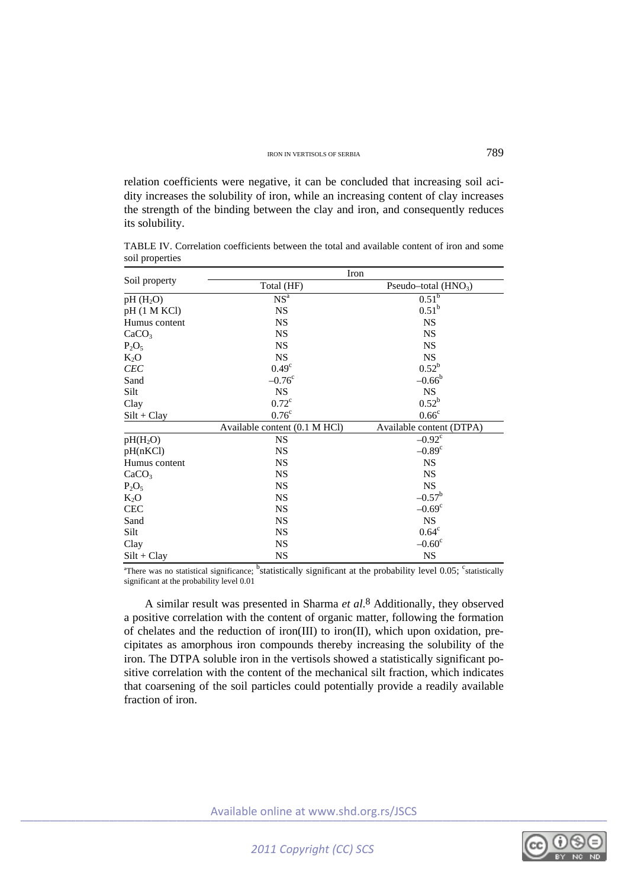relation coefficients were negative, it can be concluded that increasing soil acidity increases the solubility of iron, while an increasing content of clay increases the strength of the binding between the clay and iron, and consequently reduces its solubility.

TABLE IV. Correlation coefficients between the total and available content of iron and some soil properties

| Soil property | Iron | |
|---|---|---|
| | Total (HF) | Pseudo–total ($HNO_3$) |
| pH ($H_2O$) | NS[a] | 0.51[b] |
| pH (1 M KCl) | NS | 0.51[b] |
| Humus content | NS | NS |
| $CaCO_3$ | NS | NS |
| $P_2O_5$ | NS | NS |
| $K_2O$ | NS | NS |
| *CEC* | 0.49[c] | 0.52[b] |
| Sand | –0.76[c] | –0.66[b] |
| Silt | NS | NS |
| Clay | 0.72[c] | 0.52[b] |
| Silt + Clay | 0.76[c] | 0.66[c] |
| | Available content (0.1 M HCl) | Available content (DTPA) |
| pH($H_2O$) | NS | –0.92[c] |
| pH(nKCl) | NS | –0.89[c] |
| Humus content | NS | NS |
| $CaCO_3$ | NS | NS |
| $P_2O_5$ | NS | NS |
| $K_2O$ | NS | –0.57[b] |
| CEC | NS | –0.69[c] |
| Sand | NS | NS |
| Silt | NS | 0.64[c] |
| Clay | NS | –0.60[c] |
| Silt + Clay | NS | NS |

[a]There was no statistical significance; [b]statistically significant at the probability level 0.05; [c]statistically significant at the probability level 0.01

A similar result was presented in Sharma *et al.*[8] Additionally, they observed a positive correlation with the content of organic matter, following the formation of chelates and the reduction of iron(III) to iron(II), which upon oxidation, precipitates as amorphous iron compounds thereby increasing the solubility of the iron. The DTPA soluble iron in the vertisols showed a statistically significant positive correlation with the content of the mechanical silt fraction, which indicates that coarsening of the soil particles could potentially provide a readily available fraction of iron.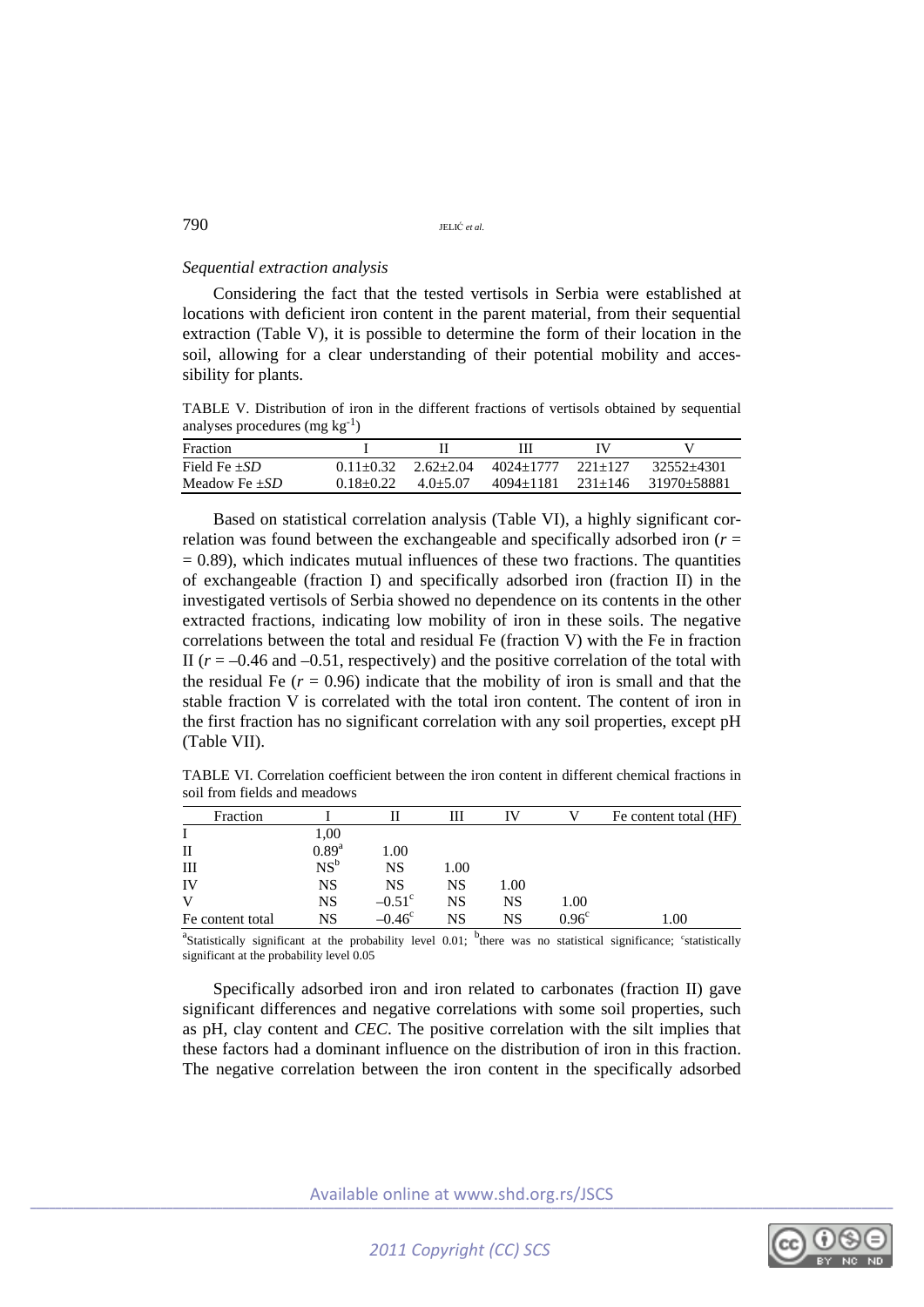*Sequential extraction analysis*

Considering the fact that the tested vertisols in Serbia were established at locations with deficient iron content in the parent material, from their sequential extraction (Table V), it is possible to determine the form of their location in the soil, allowing for a clear understanding of their potential mobility and accessibility for plants.

TABLE V. Distribution of iron in the different fractions of vertisols obtained by sequential analyses procedures (mg $kg^{-1}$)

| Fraction | I | II | III | IV | V |
|---|---|---|---|---|---|
| Field Fe ±*SD* | 0.11±0.32 | 2.62±2.04 | 4024±1777 | 221±127 | 32552±4301 |
| Meadow Fe ±*SD* | 0.18±0.22 | 4.0±5.07 | 4094±1181 | 231±146 | 31970±58881 |

Based on statistical correlation analysis (Table VI), a highly significant correlation was found between the exchangeable and specifically adsorbed iron ($r = 0.89$), which indicates mutual influences of these two fractions. The quantities of exchangeable (fraction I) and specifically adsorbed iron (fraction II) in the investigated vertisols of Serbia showed no dependence on its contents in the other extracted fractions, indicating low mobility of iron in these soils. The negative correlations between the total and residual Fe (fraction V) with the Fe in fraction II ($r = -0.46$ and $-0.51$, respectively) and the positive correlation of the total with the residual Fe ($r = 0.96$) indicate that the mobility of iron is small and that the stable fraction V is correlated with the total iron content. The content of iron in the first fraction has no significant correlation with any soil properties, except pH (Table VII).

TABLE VI. Correlation coefficient between the iron content in different chemical fractions in soil from fields and meadows

| Fraction | I | II | III | IV | V | Fe content total (HF) |
|---|---|---|---|---|---|---|
| I | 1,00 | | | | | |
| II | 0.89[a] | 1.00 | | | | |
| III | NS[b] | NS | 1.00 | | | |
| IV | NS | NS | NS | 1.00 | | |
| V | NS | –0.51[c] | NS | NS | 1.00 | |
| Fe content total | NS | –0.46[c] | NS | NS | 0.96[c] | 1.00 |

[a]Statistically significant at the probability level 0.01; [b]there was no statistical significance; [c]statistically significant at the probability level 0.05

Specifically adsorbed iron and iron related to carbonates (fraction II) gave significant differences and negative correlations with some soil properties, such as pH, clay content and *CEC*. The positive correlation with the silt implies that these factors had a dominant influence on the distribution of iron in this fraction. The negative correlation between the iron content in the specifically adsorbed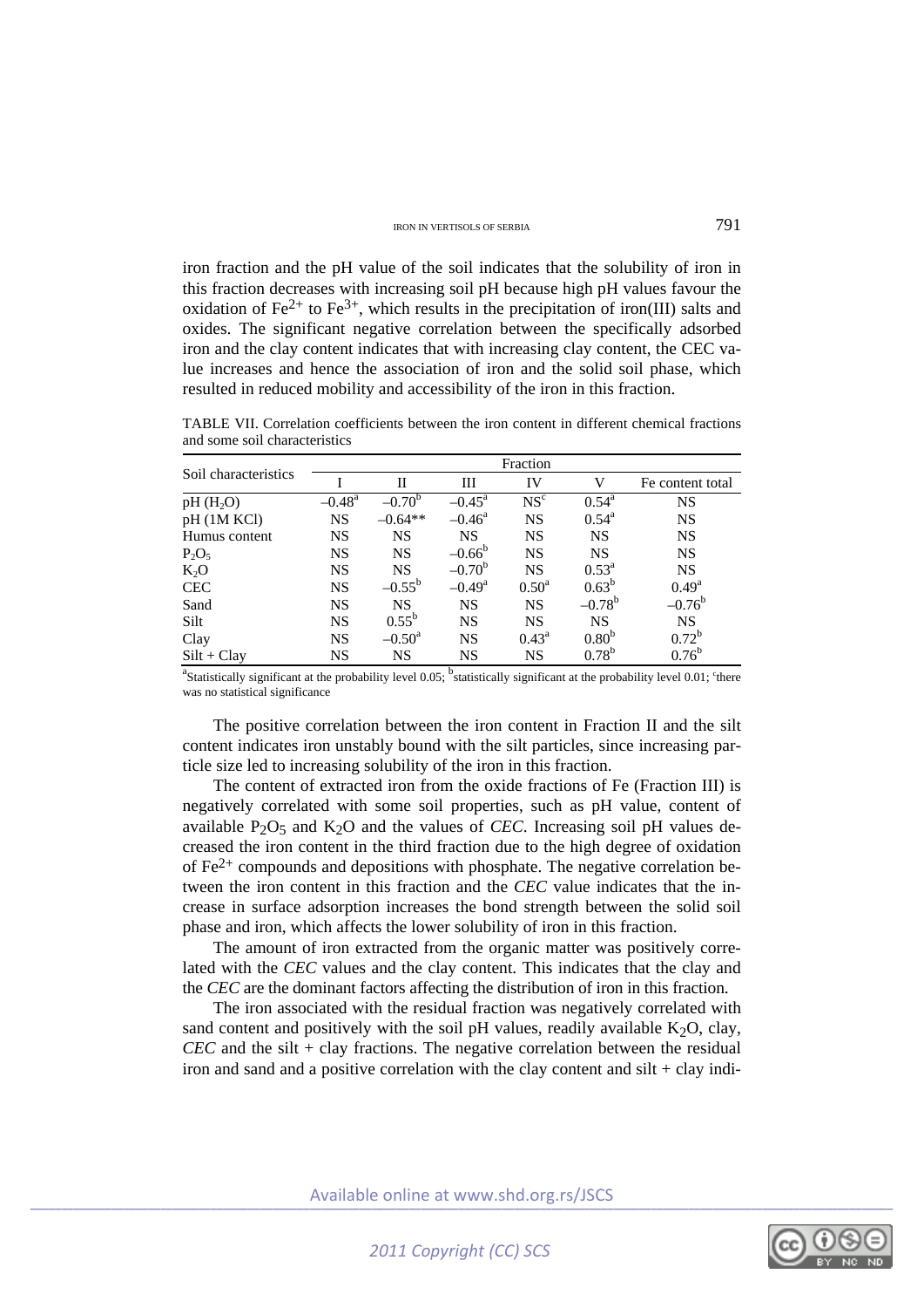iron fraction and the pH value of the soil indicates that the solubility of iron in this fraction decreases with increasing soil pH because high pH values favour the oxidation of $Fe^{2+}$ to $Fe^{3+}$, which results in the precipitation of iron(III) salts and oxides. The significant negative correlation between the specifically adsorbed iron and the clay content indicates that with increasing clay content, the CEC value increases and hence the association of iron and the solid soil phase, which resulted in reduced mobility and accessibility of the iron in this fraction.

TABLE VII. Correlation coefficients between the iron content in different chemical fractions and some soil characteristics

| Soil characteristics | Fraction | | | | | |
|---|---|---|---|---|---|---|
| | I | II | III | IV | V | Fe content total |
| pH ($H_2O$) | $-0.48^a$ | $-0.70^b$ | $-0.45^a$ | $NS^c$ | $0.54^a$ | NS |
| pH (1M KCl) | NS | $-0.64$** | $-0.46^a$ | NS | $0.54^a$ | NS |
| Humus content | NS | NS | NS | NS | NS | NS |
| $P_2O_5$ | NS | NS | $-0.66^b$ | NS | NS | NS |
| $K_2O$ | NS | NS | $-0.70^b$ | NS | $0.53^a$ | NS |
| CEC | NS | $-0.55^b$ | $-0.49^a$ | $0.50^a$ | $0.63^b$ | $0.49^a$ |
| Sand | NS | NS | NS | NS | $-0.78^b$ | $-0.76^b$ |
| Silt | NS | $0.55^b$ | NS | NS | NS | NS |
| Clay | NS | $-0.50^a$ | NS | $0.43^a$ | $0.80^b$ | $0.72^b$ |
| Silt + Clay | NS | NS | NS | NS | $0.78^b$ | $0.76^b$ |

[a]Statistically significant at the probability level 0.05; [b]statistically significant at the probability level 0.01; [c]there was no statistical significance

The positive correlation between the iron content in Fraction II and the silt content indicates iron unstably bound with the silt particles, since increasing particle size led to increasing solubility of the iron in this fraction.

The content of extracted iron from the oxide fractions of Fe (Fraction III) is negatively correlated with some soil properties, such as pH value, content of available $P_2O_5$ and $K_2O$ and the values of *CEC*. Increasing soil pH values decreased the iron content in the third fraction due to the high degree of oxidation of $Fe^{2+}$ compounds and depositions with phosphate. The negative correlation between the iron content in this fraction and the *CEC* value indicates that the increase in surface adsorption increases the bond strength between the solid soil phase and iron, which affects the lower solubility of iron in this fraction.

The amount of iron extracted from the organic matter was positively correlated with the *CEC* values and the clay content. This indicates that the clay and the *CEC* are the dominant factors affecting the distribution of iron in this fraction.

The iron associated with the residual fraction was negatively correlated with sand content and positively with the soil pH values, readily available $K_2O$, clay, *CEC* and the silt + clay fractions. The negative correlation between the residual iron and sand and a positive correlation with the clay content and silt + clay indi-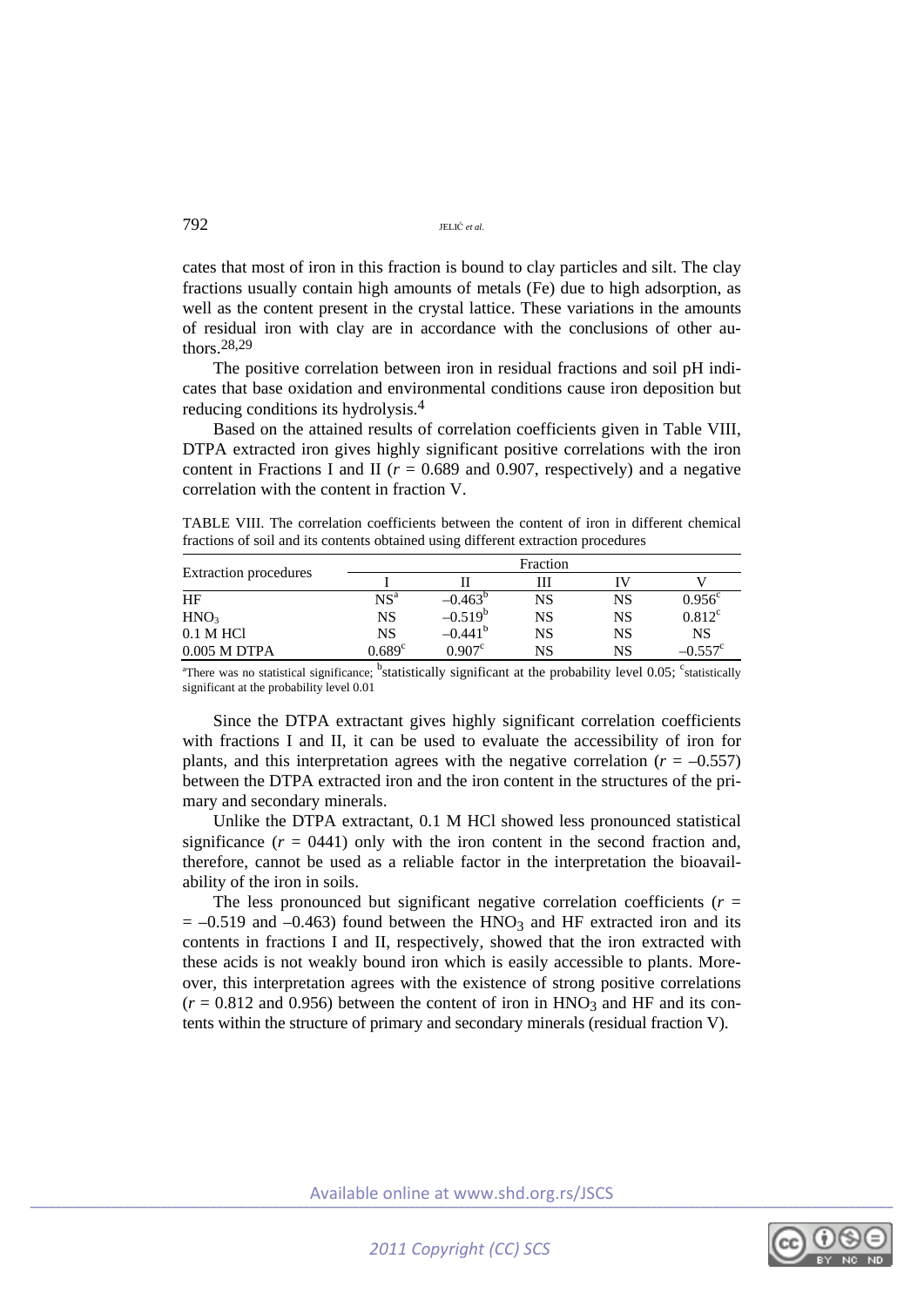cates that most of iron in this fraction is bound to clay particles and silt. The clay fractions usually contain high amounts of metals (Fe) due to high adsorption, as well as the content present in the crystal lattice. These variations in the amounts of residual iron with clay are in accordance with the conclusions of other authors.[28,29]

The positive correlation between iron in residual fractions and soil pH indicates that base oxidation and environmental conditions cause iron deposition but reducing conditions its hydrolysis.[4]

Based on the attained results of correlation coefficients given in Table VIII, DTPA extracted iron gives highly significant positive correlations with the iron content in Fractions I and II ($r$ = 0.689 and 0.907, respectively) and a negative correlation with the content in fraction V.

TABLE VIII. The correlation coefficients between the content of iron in different chemical fractions of soil and its contents obtained using different extraction procedures

| Extraction procedures | Fraction | | | | |
|---|---|---|---|---|---|
| | I | II | III | IV | V |
| HF | NS[a] | $-0.463^{b}$ | NS | NS | $0.956^{c}$ |
| $HNO_3$ | NS | $-0.519^{b}$ | NS | NS | $0.812^{c}$ |
| 0.1 M HCl | NS | $-0.441^{b}$ | NS | NS | NS |
| 0.005 M DTPA | $0.689^{c}$ | $0.907^{c}$ | NS | NS | $-0.557^{c}$ |

[a]There was no statistical significance; [b]statistically significant at the probability level 0.05; [c]statistically significant at the probability level 0.01

Since the DTPA extractant gives highly significant correlation coefficients with fractions I and II, it can be used to evaluate the accessibility of iron for plants, and this interpretation agrees with the negative correlation ($r$ = –0.557) between the DTPA extracted iron and the iron content in the structures of the primary and secondary minerals.

Unlike the DTPA extractant, 0.1 M HCl showed less pronounced statistical significance ($r$ = 0441) only with the iron content in the second fraction and, therefore, cannot be used as a reliable factor in the interpretation the bioavailability of the iron in soils.

The less pronounced but significant negative correlation coefficients ($r$ = = –0.519 and –0.463) found between the $HNO_3$ and HF extracted iron and its contents in fractions I and II, respectively, showed that the iron extracted with these acids is not weakly bound iron which is easily accessible to plants. Moreover, this interpretation agrees with the existence of strong positive correlations ($r$ = 0.812 and 0.956) between the content of iron in $HNO_3$ and HF and its contents within the structure of primary and secondary minerals (residual fraction V).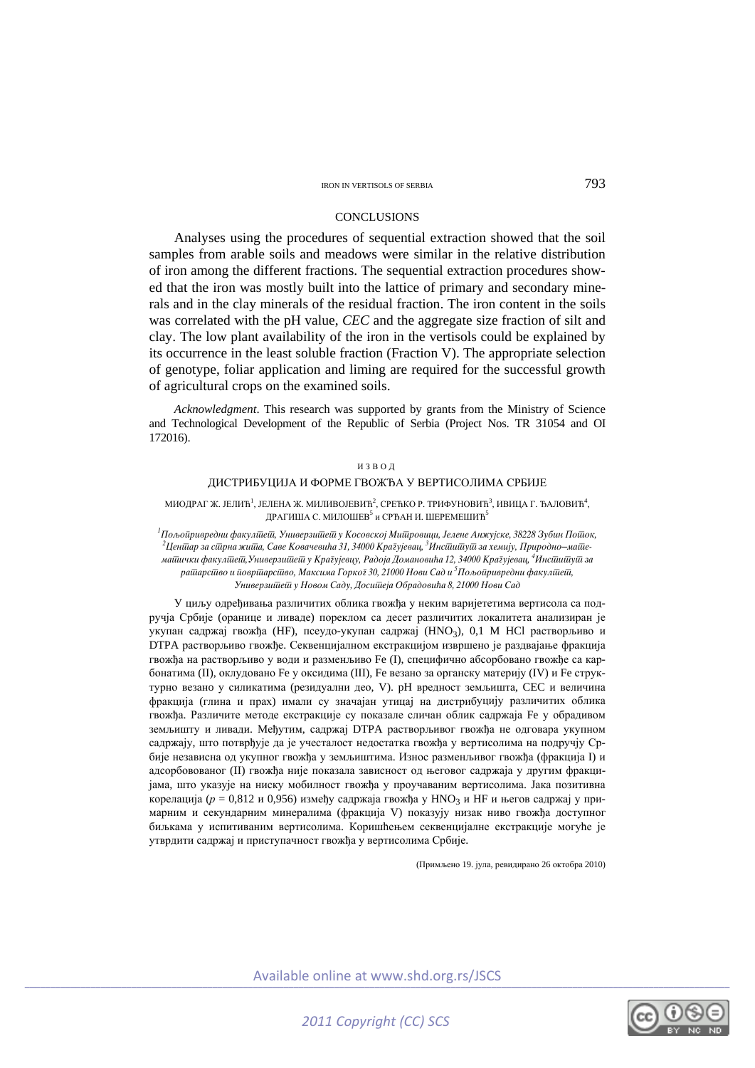## CONCLUSIONS

Analyses using the procedures of sequential extraction showed that the soil samples from arable soils and meadows were similar in the relative distribution of iron among the different fractions. The sequential extraction procedures showed that the iron was mostly built into the lattice of primary and secondary minerals and in the clay minerals of the residual fraction. The iron content in the soils was correlated with the pH value, *CEC* and the aggregate size fraction of silt and clay. The low plant availability of the iron in the vertisols could be explained by its occurrence in the least soluble fraction (Fraction V). The appropriate selection of genotype, foliar application and liming are required for the successful growth of agricultural crops on the examined soils.

*Acknowledgment*. This research was supported by grants from the Ministry of Science and Technological Development of the Republic of Serbia (Project Nos. TR 31054 and OI 172016).

ИЗВОД

## ДИСТРИБУЦИЈА И ФОРМЕ ГВОЖЂА У ВЕРТИСОЛИМА СРБИЈЕ

МИОДРАГ Ж. ЈЕЛИЋ[1], ЈЕЛЕНА Ж. МИЛИВОЈЕВИЋ[2], СРЕЋКО Р. ТРИФУНОВИЋ[3], ИВИЦА Г. ЂАЛОВИЋ[4], ДРАГИША С. МИЛОШЕВ[5] и СРЂАН И. ШЕРЕМЕШИЋ[5]

[1]*Пољопривредни факултет, Универзитет у Косовској Митровици, Јелене Анжујске, 38228 Зубин Поток,* [2]*Центар за стрна жита, Саве Ковачевића 31, 34000 Крагујевац,* [3]*Институт за хемију, Природно–математички факултет, Универзитет у Крагујевцу, Радоја Домановића 12, 34000 Крагујевац,* [4]*Институт за ратарство и повртарство, Максима Горког 30, 21000 Нови Сад и* [5]*Пољопривредни факултет, Универзитет у Новом Саду, Доситеја Обрадовића 8, 21000 Нови Сад*

У циљу одређивања различитих облика гвожђа у неким варијететима вертисола са подручја Србије (оранице и ливаде) пореклом са десет различитих локалитета анализиран је укупан садржај гвожђа (HF), псеудо-укупан садржај ($HNO_3$), 0,1 M HCl растворљиво и DTPA растворљиво гвожђе. Секвенцијалном екстракцијом извршено је раздвајање фракција гвожђа на растворљиво у води и размењљиво Fe (I), специфично абсорбовано гвожђе са карбонатима (II), оклудовано Fe у оксидима (III), Fe везано за органску материју (IV) и Fe структурно везано у силикатима (резидуални део, V). pH вредност земљишта, CEC и величина фракција (глина и прах) имали су значајан утицај на дистрибуцију различитих облика гвожђа. Различите методе екстракције су показале сличан облик садржаја Fe у обрадивом земљишту и ливади. Међутим, садржај DTPA растворљивог гвожђа не одговара укупном садржају, што потврђује да је учесталост недостатка гвожђа у вертисолима на подручју Србије независна од укупног гвожђа у земљиштима. Износ размењљивог гвожђа (фракција I) и адсорбовованог (II) гвожђа није показала зависност од његовог садржаја у другим фракцијама, што указује на ниску мобилност гвожђа у проучаваним вертисолима. Јака позитивна корелација ($p$ = 0,812 и 0,956) између садржаја гвожђа у $HNO_3$ и HF и његов садржај у примарним и секундарним минералима (фракција V) показују низак ниво гвожђа доступног биљкама у испитиваним вертисолима. Коришћењем секвенцијалне екстракције могуће је утврдити садржај и приступачност гвожђа у вертисолима Србије.

(Примљено 19. јула, ревидирано 26 октобра 2010)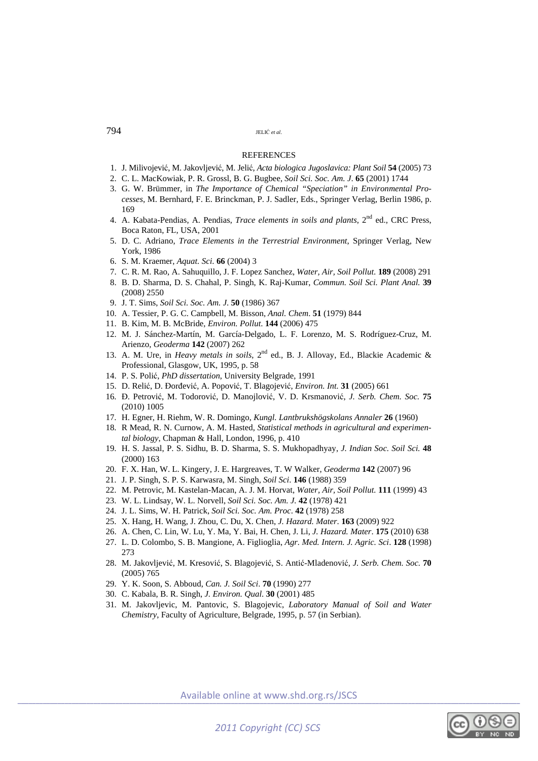## REFERENCES

1. J. Milivojević, M. Jakovljević, M. Jelić, *Acta biologica Jugoslavica: Plant Soil* **54** (2005) 73
2. C. L. MacKowiak, P. R. Grossl, B. G. Bugbee, *Soil Sci. Soc. Am. J*. **65** (2001) 1744
3. G. W. Brümmer, in *The Importance of Chemical "Speciation" in Environmental Processes*, M. Bernhard, F. E. Brinckman, P. J. Sadler, Eds., Springer Verlag, Berlin 1986, p. 169
4. A. Kabata-Pendias, A. Pendias, *Trace elements in soils and plants*, 2nd ed., CRC Press, Boca Raton, FL, USA, 2001
5. D. C. Adriano, *Trace Elements in the Terrestrial Environment*, Springer Verlag, New York, 1986
6. S. M. Kraemer, *Aquat. Sci.* **66** (2004) 3
7. C. R. M. Rao, A. Sahuquillo, J. F. Lopez Sanchez, *Water, Air, Soil Pollut.* **189** (2008) 291
8. B. D. Sharma, D. S. Chahal, P. Singh, K. Raj-Kumar, *Commun. Soil Sci. Plant Anal.* **39** (2008) 2550
9. J. T. Sims, *Soil Sci. Soc. Am. J.* **50** (1986) 367
10. A. Tessier, P. G. C. Campbell, M. Bisson, *Anal. Chem*. **51** (1979) 844
11. B. Kim, M. B. McBride, *Environ. Pollut*. **144** (2006) 475
12. M. J. Sánchez-Martín, M. García-Delgado, L. F. Lorenzo, M. S. Rodríguez-Cruz, M. Arienzo, *Geoderma* **142** (2007) 262
13. A. M. Ure, in *Heavy metals in soils*, 2nd ed., B. J. Allovay, Ed., Blackie Academic & Professional, Glasgow, UK, 1995, p. 58
14. P. S. Polić, *PhD dissertation*, University Belgrade, 1991
15. D. Relić, D. Đorđević, A. Popović, T. Blagojević, *Environ. Int.* **31** (2005) 661
16. Đ. Petrović, M. Todorović, D. Manojlović, V. D. Krsmanović, *J. Serb. Chem. Soc.* **75** (2010) 1005
17. H. Egner, H. Riehm, W. R. Domingo, *Kungl. Lantbrukshögskolans Annaler* **26** (1960)
18. R Mead, R. N. Curnow, A. M. Hasted, *Statistical methods in agricultural and experimental biology*, Chapman & Hall, London, 1996, p. 410
19. H. S. Jassal, P. S. Sidhu, B. D. Sharma, S. S. Mukhopadhyay, *J. Indian Soc. Soil Sci.* **48** (2000) 163
20. F. X. Han, W. L. Kingery, J. E. Hargreaves, T. W Walker, *Geoderma* **142** (2007) 96
21. J. P. Singh, S. P. S. Karwasra, M. Singh, *Soil Sci*. **146** (1988) 359
22. M. Petrovic, M. Kastelan-Macan, A. J. M. Horvat, *Water, Air, Soil Pollut.* **111** (1999) 43
23. W. L. Lindsay, W. L. Norvell, *Soil Sci. Soc. Am. J.* **42** (1978) 421
24. J. L. Sims, W. H. Patrick, *Soil Sci. Soc. Am. Proc*. **42** (1978) 258
25. X. Hang, H. Wang, J. Zhou, C. Du, X. Chen, *J. Hazard. Mater*. **163** (2009) 922
26. A. Chen, C. Lin, W. Lu, Y. Ma, Y. Bai, H. Chen, J. Li, *J. Hazard. Mater*. **175** (2010) 638
27. L. D. Colombo, S. B. Mangione, A. Figlioglia, *Agr. Med. Intern. J. Agric. Sci*. **128** (1998) 273
28. M. Jakovljević, M. Kresović, S. Blagojević, S. Antić-Mladenović, *J. Serb. Chem. Soc.* **70** (2005) 765
29. Y. K. Soon, S. Abboud, *Can. J. Soil Sci*. **70** (1990) 277
30. C. Kabala, B. R. Singh, *J. Environ. Qual*. **30** (2001) 485
31. M. Jakovljevic, M. Pantovic, S. Blagojevic, *Laboratory Manual of Soil and Water Chemistry*, Faculty of Agriculture, Belgrade, 1995, p. 57 (in Serbian).